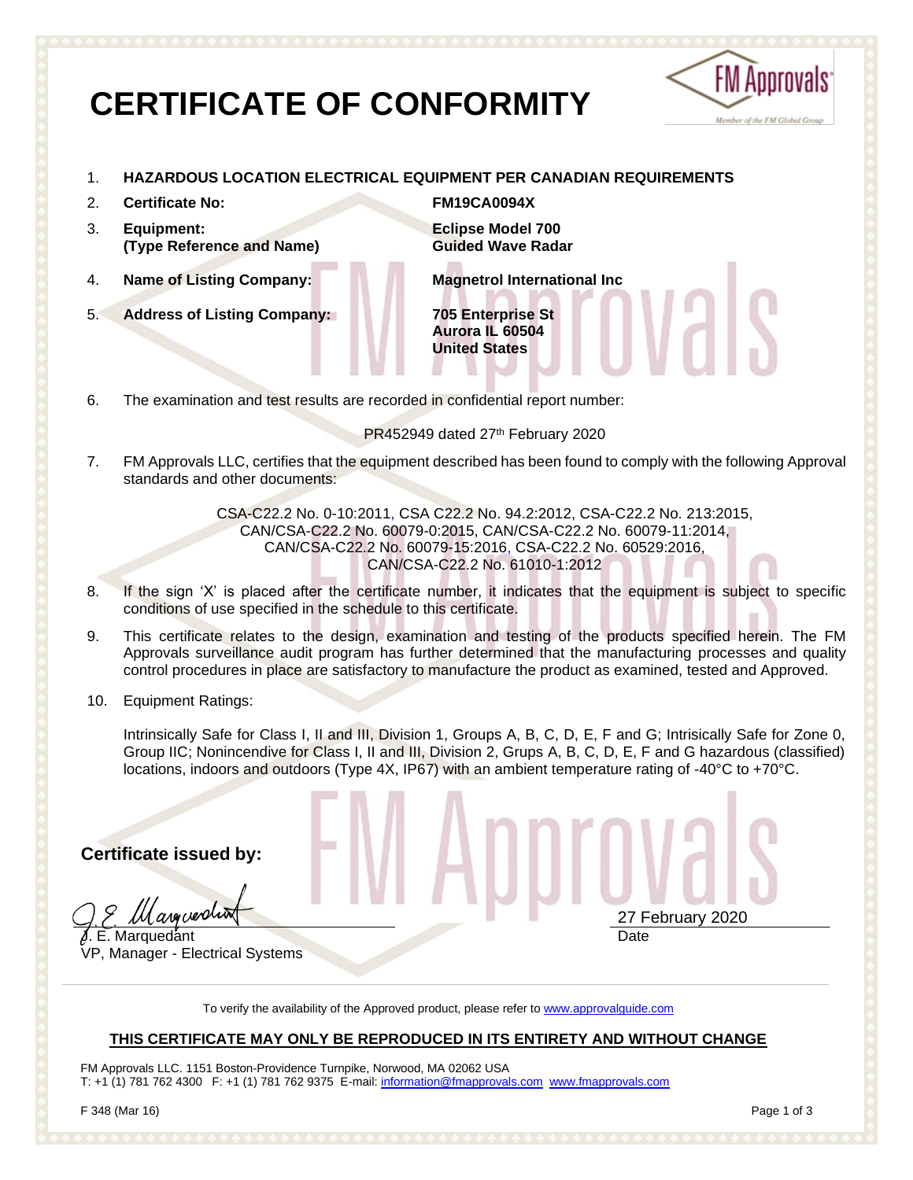# CERTIFICATE OF CONFORMITY

1. **HAZARDOUS LOCATION ELECTRICAL EQUIPMENT PER CANADIAN REQUIREMENTS**

2. **Certificate No:** **FM19CA0094X**

3. **Equipment:** **Eclipse Model 700**
   **(Type Reference and Name)** **Guided Wave Radar**

4. **Name of Listing Company:** **Magnetrol International Inc**

5. **Address of Listing Company:** **705 Enterprise St**
   **Aurora IL 60504**
   **United States**

6. The examination and test results are recorded in confidential report number:

   PR452949 dated 27th February 2020

7. FM Approvals LLC, certifies that the equipment described has been found to comply with the following Approval standards and other documents:

   CSA-C22.2 No. 0-10:2011, CSA C22.2 No. 94.2:2012, CSA-C22.2 No. 213:2015, CAN/CSA-C22.2 No. 60079-0:2015, CAN/CSA-C22.2 No. 60079-11:2014, CAN/CSA-C22.2 No. 60079-15:2016, CSA-C22.2 No. 60529:2016, CAN/CSA-C22.2 No. 61010-1:2012

8. If the sign 'X' is placed after the certificate number, it indicates that the equipment is subject to specific conditions of use specified in the schedule to this certificate.

9. This certificate relates to the design, examination and testing of the products specified herein. The FM Approvals surveillance audit program has further determined that the manufacturing processes and quality control procedures in place are satisfactory to manufacture the product as examined, tested and Approved.

10. Equipment Ratings:

    Intrinsically Safe for Class I, II and III, Division 1, Groups A, B, C, D, E, F and G; Intrisically Safe for Zone 0, Group IIC; Nonincendive for Class I, II and III, Division 2, Grups A, B, C, D, E, F and G hazardous (classified) locations, indoors and outdoors (Type 4X, IP67) with an ambient temperature rating of -40°C to +70°C.

**Certificate issued by:**

J. E. Marquedant
VP, Manager - Electrical Systems

27 February 2020
Date

To verify the availability of the Approved product, please refer to www.approvalguide.com

**THIS CERTIFICATE MAY ONLY BE REPRODUCED IN ITS ENTIRETY AND WITHOUT CHANGE**

FM Approvals LLC. 1151 Boston-Providence Turnpike, Norwood, MA 02062 USA
T: +1 (1) 781 762 4300 F: +1 (1) 781 762 9375 E-mail: information@fmapprovals.com www.fmapprovals.com

F 348 (Mar 16)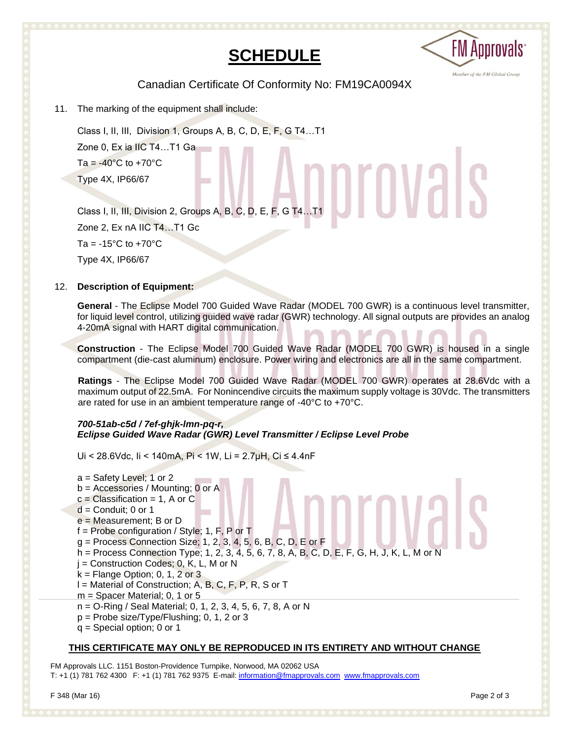# SCHEDULE

Canadian Certificate Of Conformity No: FM19CA0094X

11. The marking of the equipment shall include:

    Class I, II, III, Division 1, Groups A, B, C, D, E, F, G T4…T1

    Zone 0, Ex ia IIC T4…T1 Ga

    Ta = -40°C to +70°C

    Type 4X, IP66/67

    Class I, II, III, Division 2, Groups A, B, C, D, E, F, G T4…T1

    Zone 2, Ex nA IIC T4…T1 Gc

    Ta = -15°C to +70°C

    Type 4X, IP66/67

12. **Description of Equipment:**

    **General** - The Eclipse Model 700 Guided Wave Radar (MODEL 700 GWR) is a continuous level transmitter, for liquid level control, utilizing guided wave radar (GWR) technology. All signal outputs are provides an analog 4-20mA signal with HART digital communication.

    **Construction** - The Eclipse Model 700 Guided Wave Radar (MODEL 700 GWR) is housed in a single compartment (die-cast aluminum) enclosure. Power wiring and electronics are all in the same compartment.

    **Ratings** - The Eclipse Model 700 Guided Wave Radar (MODEL 700 GWR) operates at 28.6Vdc with a maximum output of 22.5mA. For Nonincendive circuits the maximum supply voltage is 30Vdc. The transmitters are rated for use in an ambient temperature range of -40°C to +70°C.

    ***700-51ab-c5d / 7ef-ghjk-lmn-pq-r,***
    ***Eclipse Guided Wave Radar (GWR) Level Transmitter / Eclipse Level Probe***

    $U_i$ < 28.6Vdc, $I_i$ < 140mA, $P_i$ < 1W, $L_i$ = 2.7μH, $C_i$ ≤ 4.4nF

    a = Safety Level; 1 or 2
    b = Accessories / Mounting; 0 or A
    c = Classification = 1, A or C
    d = Conduit; 0 or 1
    e = Measurement; B or D
    f = Probe configuration / Style; 1, F, P or T
    g = Process Connection Size; 1, 2, 3, 4, 5, 6, B, C, D, E or F
    h = Process Connection Type; 1, 2, 3, 4, 5, 6, 7, 8, A, B, C, D, E, F, G, H, J, K, L, M or N
    j = Construction Codes; 0, K, L, M or N
    k = Flange Option; 0, 1, 2 or 3
    l = Material of Construction; A, B, C, F, P, R, S or T
    m = Spacer Material; 0, 1 or 5
    n = O-Ring / Seal Material; 0, 1, 2, 3, 4, 5, 6, 7, 8, A or N
    p = Probe size/Type/Flushing; 0, 1, 2 or 3
    q = Special option; 0 or 1

**THIS CERTIFICATE MAY ONLY BE REPRODUCED IN ITS ENTIRETY AND WITHOUT CHANGE**

FM Approvals LLC. 1151 Boston-Providence Turnpike, Norwood, MA 02062 USA
T: +1 (1) 781 762 4300 F: +1 (1) 781 762 9375 E-mail: information@fmapprovals.com www.fmapprovals.com

F 348 (Mar 16)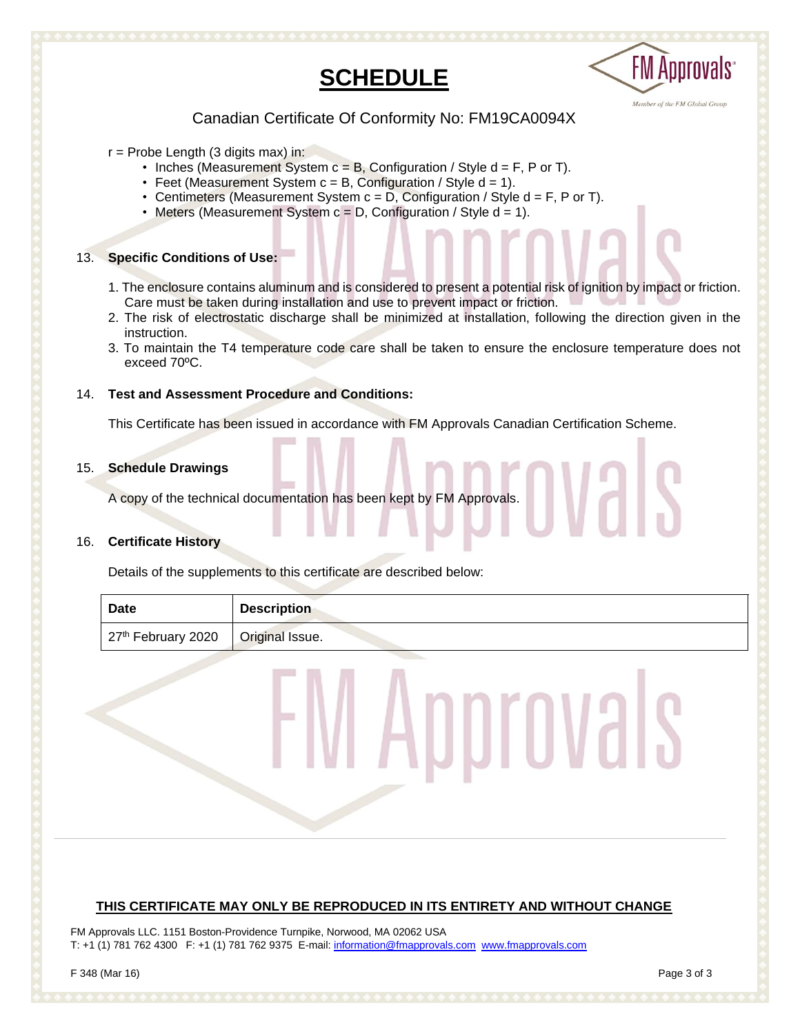# SCHEDULE

Canadian Certificate Of Conformity No: FM19CA0094X

r = Probe Length (3 digits max) in:

- Inches (Measurement System c = B, Configuration / Style d = F, P or T).
- Feet (Measurement System c = B, Configuration / Style d = 1).
- Centimeters (Measurement System c = D, Configuration / Style d = F, P or T).
- Meters (Measurement System c = D, Configuration / Style d = 1).

## 13. Specific Conditions of Use:

1. The enclosure contains aluminum and is considered to present a potential risk of ignition by impact or friction. Care must be taken during installation and use to prevent impact or friction.
2. The risk of electrostatic discharge shall be minimized at installation, following the direction given in the instruction.
3. To maintain the T4 temperature code care shall be taken to ensure the enclosure temperature does not exceed 70ºC.

## 14. Test and Assessment Procedure and Conditions:

This Certificate has been issued in accordance with FM Approvals Canadian Certification Scheme.

## 15. Schedule Drawings

A copy of the technical documentation has been kept by FM Approvals.

## 16. Certificate History

Details of the supplements to this certificate are described below:

| Date | Description |
|---|---|
| 27th February 2020 | Original Issue. |

**THIS CERTIFICATE MAY ONLY BE REPRODUCED IN ITS ENTIRETY AND WITHOUT CHANGE**

FM Approvals LLC. 1151 Boston-Providence Turnpike, Norwood, MA 02062 USA
T: +1 (1) 781 762 4300 F: +1 (1) 781 762 9375 E-mail: information@fmapprovals.com www.fmapprovals.com

F 348 (Mar 16)